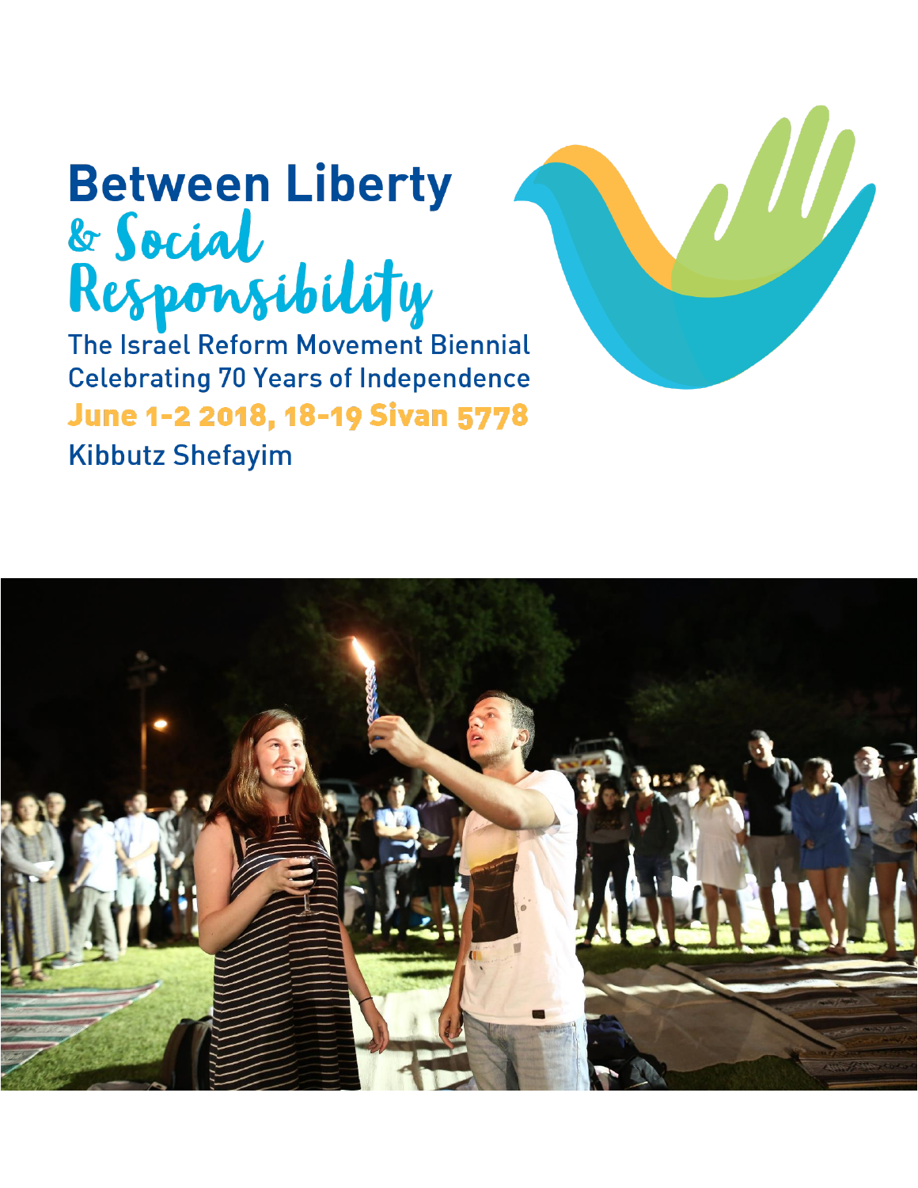# Between Liberty & Social Responsibility

The Israel Reform Movement Biennial
Celebrating 70 Years of Independence

**June 1-2 2018, 18-19 Sivan 5778**

Kibbutz Shefayim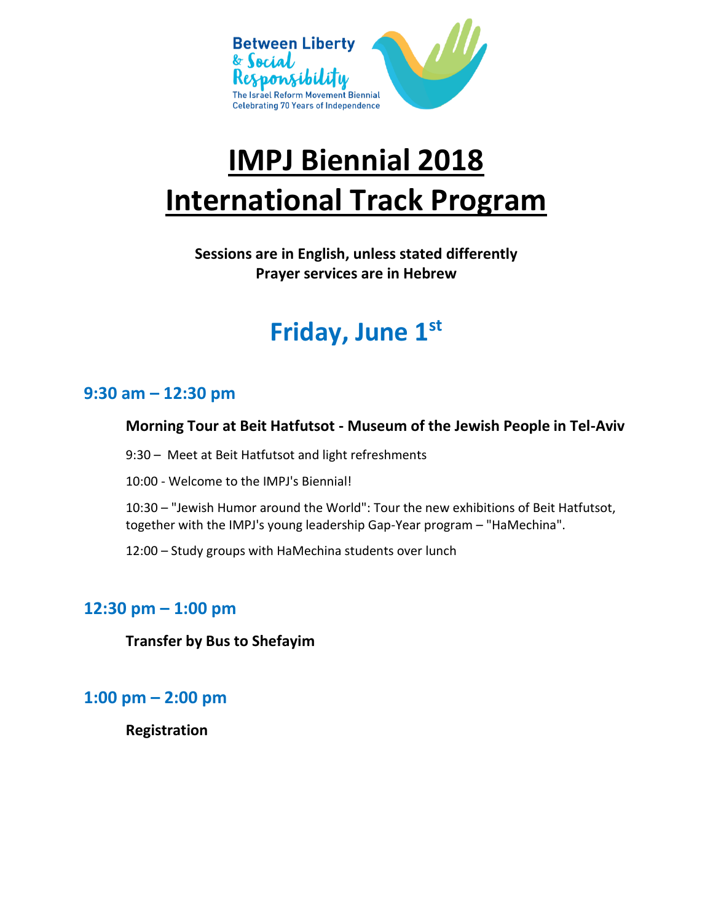Between Liberty & Social Responsibility
The Israel Reform Movement Biennial
Celebrating 70 Years of Independence

# IMPJ Biennial 2018
# International Track Program

**Sessions are in English, unless stated differently**
**Prayer services are in Hebrew**

## Friday, June 1st

### 9:30 am – 12:30 pm

**Morning Tour at Beit Hatfutsot - Museum of the Jewish People in Tel-Aviv**

9:30 – Meet at Beit Hatfutsot and light refreshments

10:00 - Welcome to the IMPJ's Biennial!

10:30 – "Jewish Humor around the World": Tour the new exhibitions of Beit Hatfutsot, together with the IMPJ's young leadership Gap-Year program – "HaMechina".

12:00 – Study groups with HaMechina students over lunch

### 12:30 pm – 1:00 pm

**Transfer by Bus to Shefayim**

### 1:00 pm – 2:00 pm

**Registration**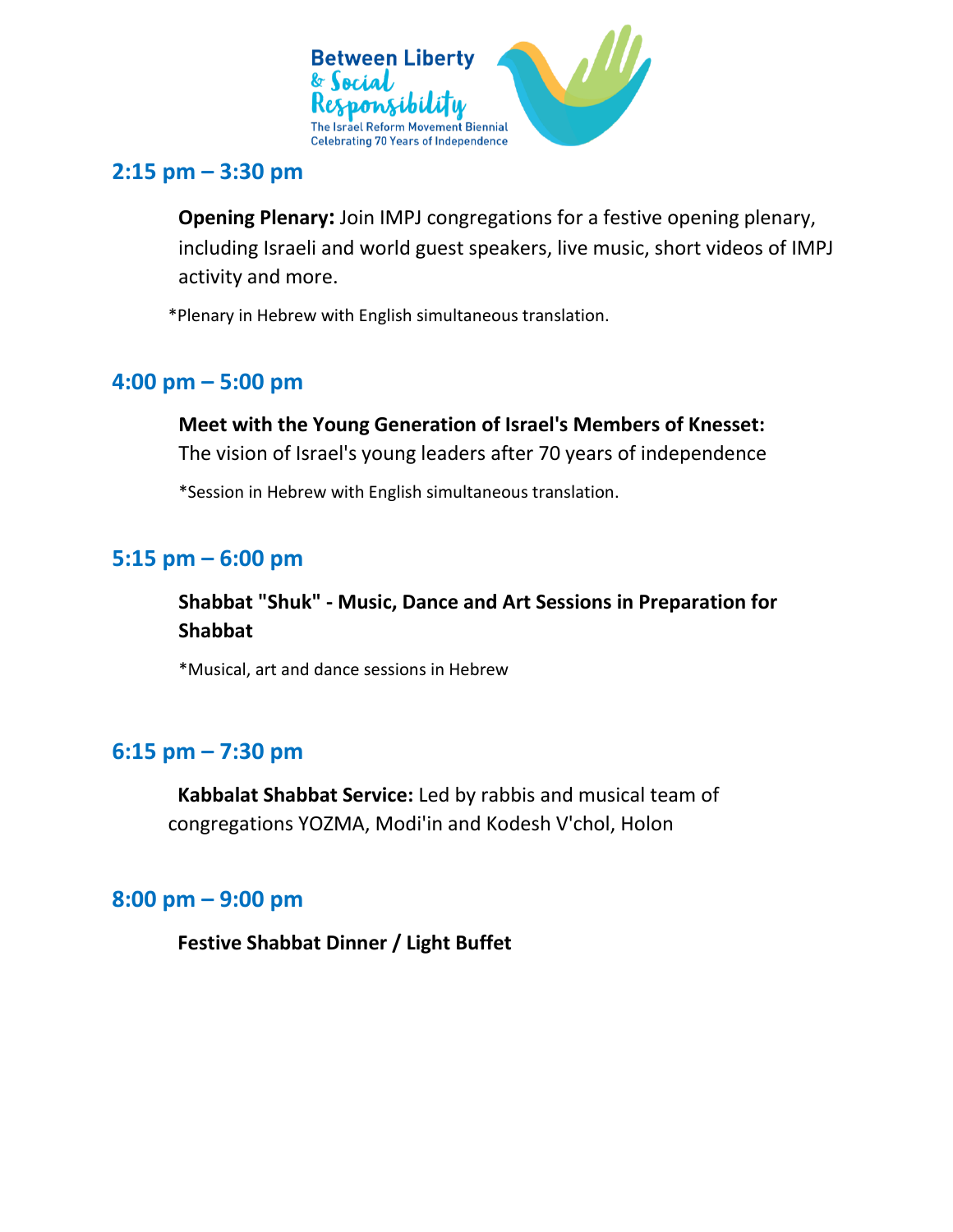## 2:15 pm – 3:30 pm

**Opening Plenary:** Join IMPJ congregations for a festive opening plenary, including Israeli and world guest speakers, live music, short videos of IMPJ activity and more.

*Plenary in Hebrew with English simultaneous translation.

## 4:00 pm – 5:00 pm

**Meet with the Young Generation of Israel's Members of Knesset:**
The vision of Israel's young leaders after 70 years of independence

*Session in Hebrew with English simultaneous translation.

## 5:15 pm – 6:00 pm

**Shabbat "Shuk" - Music, Dance and Art Sessions in Preparation for Shabbat**

*Musical, art and dance sessions in Hebrew

## 6:15 pm – 7:30 pm

**Kabbalat Shabbat Service:** Led by rabbis and musical team of congregations YOZMA, Modi'in and Kodesh V'chol, Holon

## 8:00 pm – 9:00 pm

**Festive Shabbat Dinner / Light Buffet**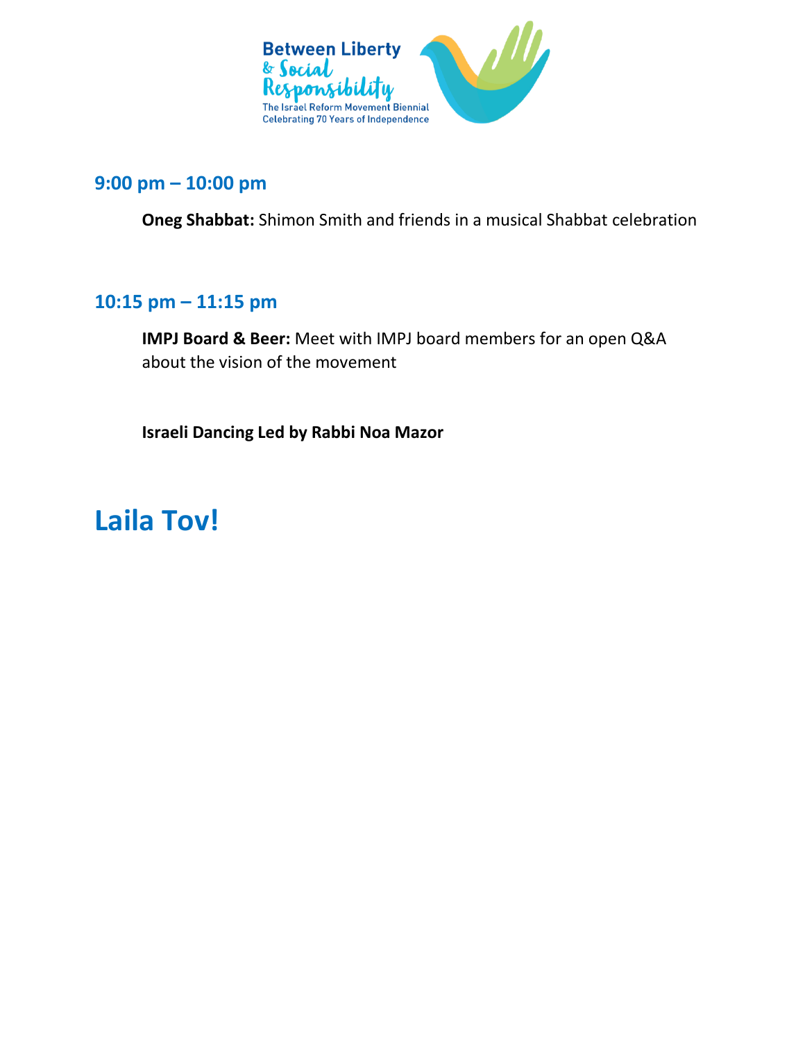### 9:00 pm – 10:00 pm

**Oneg Shabbat:** Shimon Smith and friends in a musical Shabbat celebration

### 10:15 pm – 11:15 pm

**IMPJ Board & Beer:** Meet with IMPJ board members for an open Q&A about the vision of the movement

**Israeli Dancing Led by Rabbi Noa Mazor**

# Laila Tov!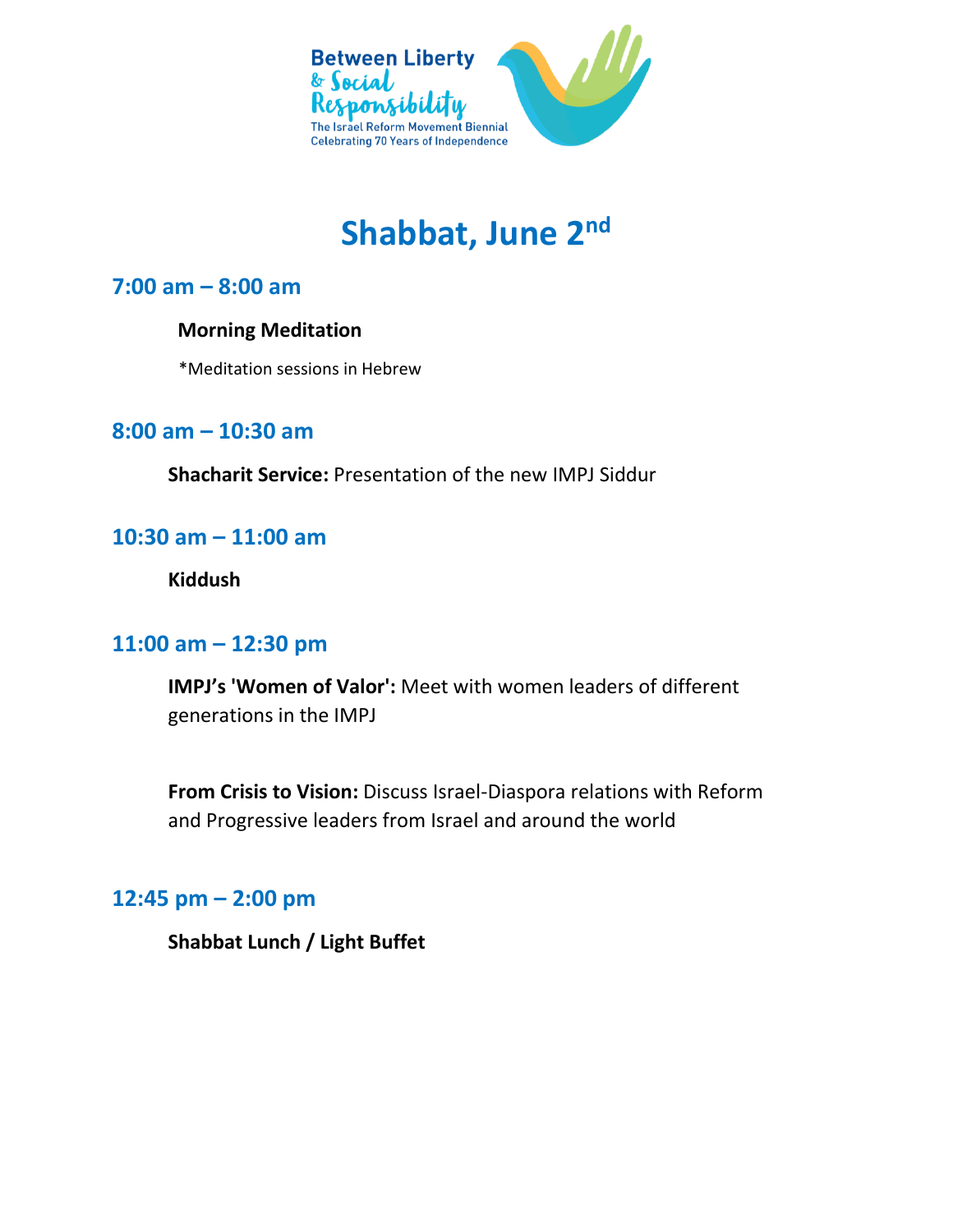Between Liberty & Social Responsibility
The Israel Reform Movement Biennial
Celebrating 70 Years of Independence

# Shabbat, June 2nd

## 7:00 am – 8:00 am

**Morning Meditation**

*Meditation sessions in Hebrew

## 8:00 am – 10:30 am

**Shacharit Service:** Presentation of the new IMPJ Siddur

## 10:30 am – 11:00 am

**Kiddush**

## 11:00 am – 12:30 pm

**IMPJ's 'Women of Valor':** Meet with women leaders of different generations in the IMPJ

**From Crisis to Vision:** Discuss Israel-Diaspora relations with Reform and Progressive leaders from Israel and around the world

## 12:45 pm – 2:00 pm

**Shabbat Lunch / Light Buffet**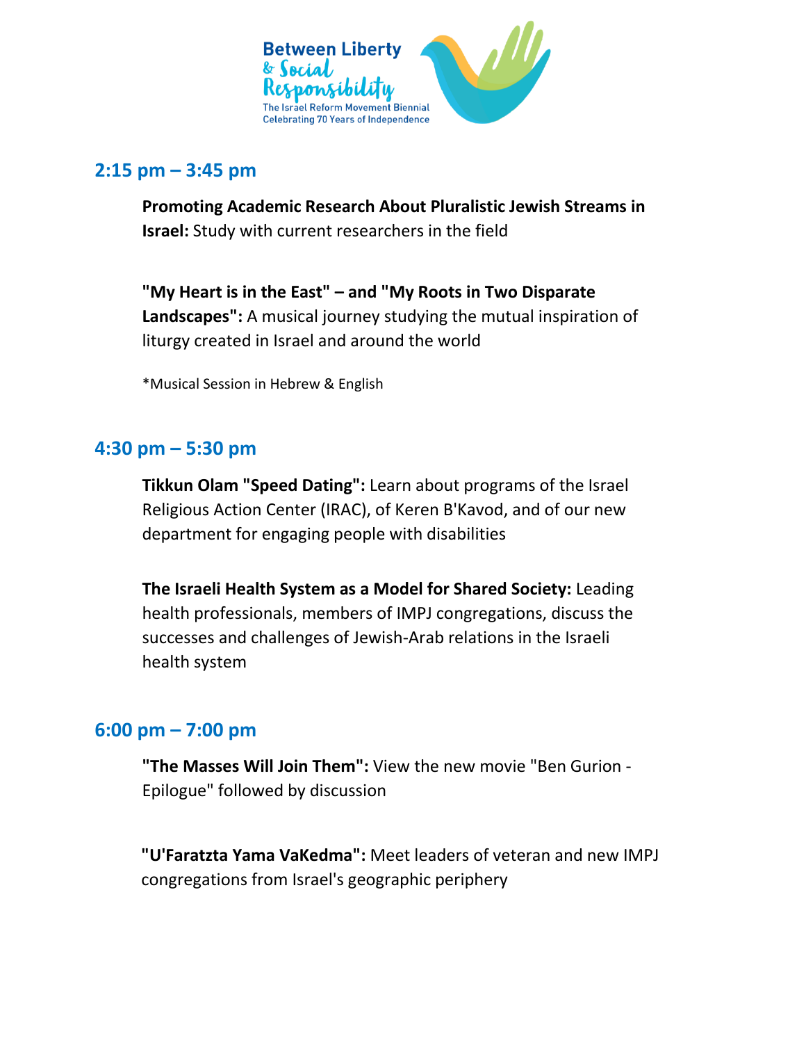## 2:15 pm – 3:45 pm

**Promoting Academic Research About Pluralistic Jewish Streams in Israel:** Study with current researchers in the field

**"My Heart is in the East" – and "My Roots in Two Disparate Landscapes":** A musical journey studying the mutual inspiration of liturgy created in Israel and around the world

*Musical Session in Hebrew & English

## 4:30 pm – 5:30 pm

**Tikkun Olam "Speed Dating":** Learn about programs of the Israel Religious Action Center (IRAC), of Keren B'Kavod, and of our new department for engaging people with disabilities

**The Israeli Health System as a Model for Shared Society:** Leading health professionals, members of IMPJ congregations, discuss the successes and challenges of Jewish-Arab relations in the Israeli health system

## 6:00 pm – 7:00 pm

**"The Masses Will Join Them":** View the new movie "Ben Gurion - Epilogue" followed by discussion

**"U'Faratzta Yama VaKedma":** Meet leaders of veteran and new IMPJ congregations from Israel's geographic periphery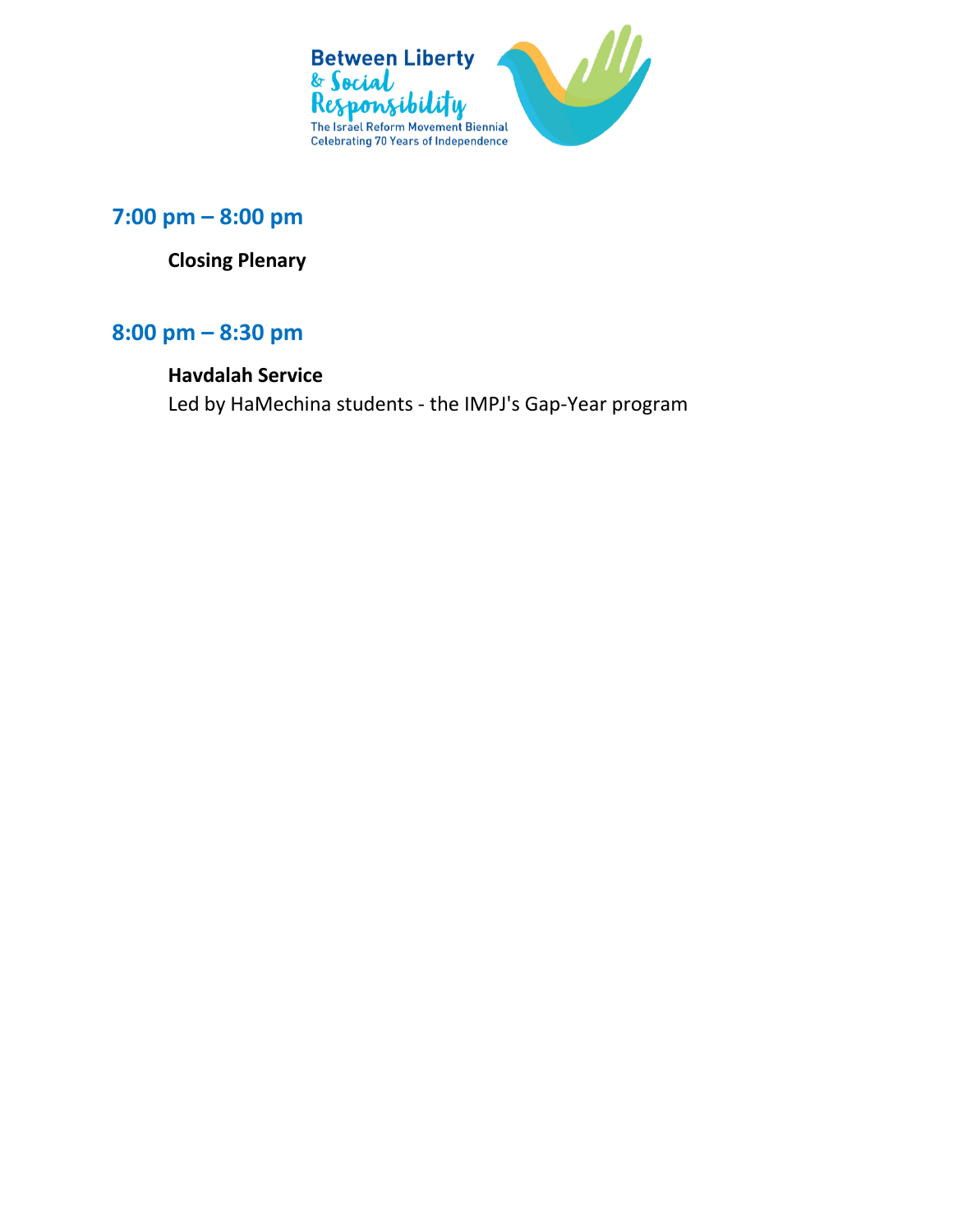## 7:00 pm – 8:00 pm

**Closing Plenary**

## 8:00 pm – 8:30 pm

**Havdalah Service**

Led by HaMechina students - the IMPJ's Gap-Year program